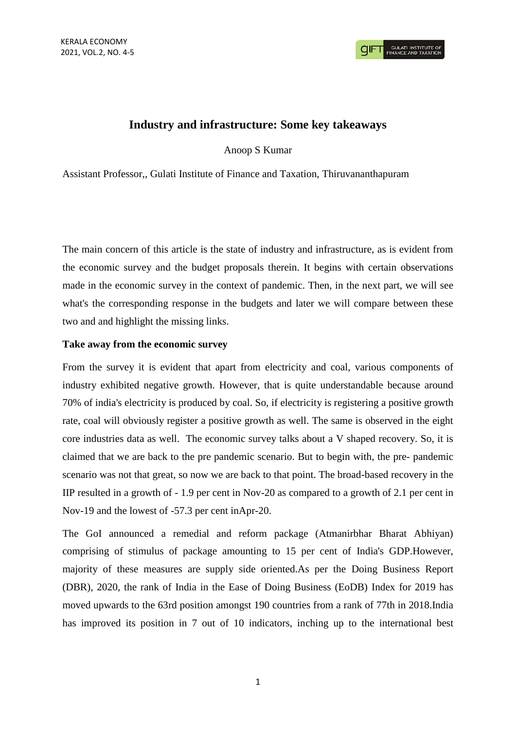# Industry and infrastructure: Some key takeaways

Anoop S Kumar

Assistant Professor,, Gulati Institute of Finance and Taxation, Thiruvananthapuram

The main concern of this article is the state of industry and infrastructure, as is evident from the economic survey and the budget proposals therein. It begins with certain observations made in the economic survey in the context of pandemic. Then, in the next part, we will see what's the corresponding response in the budgets and later we will compare between these two and and highlight the missing links.

**Take away from the economic survey**

From the survey it is evident that apart from electricity and coal, various components of industry exhibited negative growth. However, that is quite understandable because around 70% of india's electricity is produced by coal. So, if electricity is registering a positive growth rate, coal will obviously register a positive growth as well. The same is observed in the eight core industries data as well. The economic survey talks about a V shaped recovery. So, it is claimed that we are back to the pre pandemic scenario. But to begin with, the pre- pandemic scenario was not that great, so now we are back to that point. The broad-based recovery in the IIP resulted in a growth of - 1.9 per cent in Nov-20 as compared to a growth of 2.1 per cent in Nov-19 and the lowest of -57.3 per cent inApr-20.

The GoI announced a remedial and reform package (Atmanirbhar Bharat Abhiyan) comprising of stimulus of package amounting to 15 per cent of India's GDP.However, majority of these measures are supply side oriented.As per the Doing Business Report (DBR), 2020, the rank of India in the Ease of Doing Business (EoDB) Index for 2019 has moved upwards to the 63rd position amongst 190 countries from a rank of 77th in 2018.India has improved its position in 7 out of 10 indicators, inching up to the international best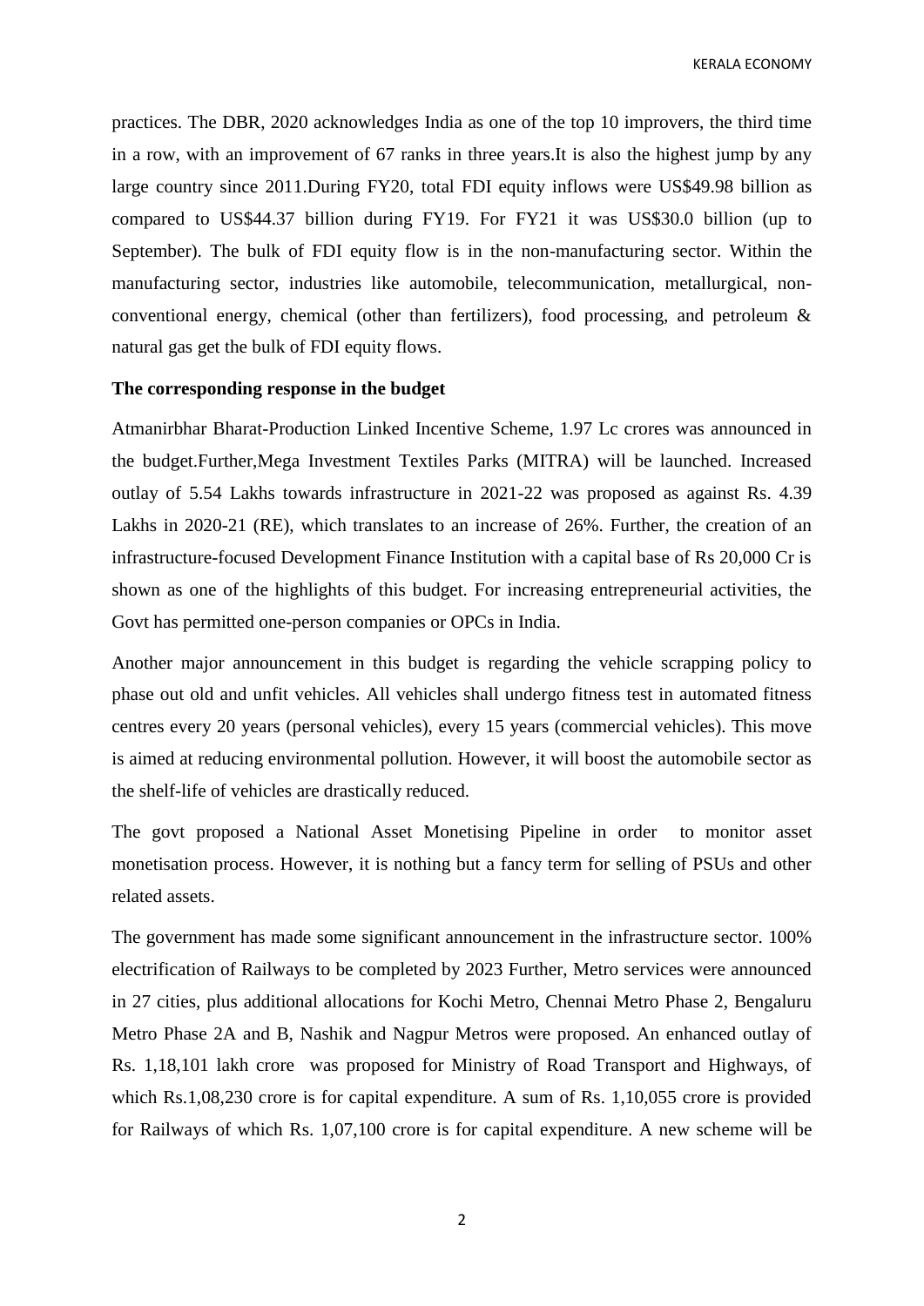practices. The DBR, 2020 acknowledges India as one of the top 10 improvers, the third time in a row, with an improvement of 67 ranks in three years.It is also the highest jump by any large country since 2011.During FY20, total FDI equity inflows were US$49.98 billion as compared to US$44.37 billion during FY19. For FY21 it was US$30.0 billion (up to September). The bulk of FDI equity flow is in the non-manufacturing sector. Within the manufacturing sector, industries like automobile, telecommunication, metallurgical, non-conventional energy, chemical (other than fertilizers), food processing, and petroleum & natural gas get the bulk of FDI equity flows.

**The corresponding response in the budget**

Atmanirbhar Bharat-Production Linked Incentive Scheme, 1.97 Lc crores was announced in the budget.Further,Mega Investment Textiles Parks (MITRA) will be launched. Increased outlay of 5.54 Lakhs towards infrastructure in 2021-22 was proposed as against Rs. 4.39 Lakhs in 2020-21 (RE), which translates to an increase of 26%. Further, the creation of an infrastructure-focused Development Finance Institution with a capital base of Rs 20,000 Cr is shown as one of the highlights of this budget. For increasing entrepreneurial activities, the Govt has permitted one-person companies or OPCs in India.

Another major announcement in this budget is regarding the vehicle scrapping policy to phase out old and unfit vehicles. All vehicles shall undergo fitness test in automated fitness centres every 20 years (personal vehicles), every 15 years (commercial vehicles). This move is aimed at reducing environmental pollution. However, it will boost the automobile sector as the shelf-life of vehicles are drastically reduced.

The govt proposed a National Asset Monetising Pipeline in order to monitor asset monetisation process. However, it is nothing but a fancy term for selling of PSUs and other related assets.

The government has made some significant announcement in the infrastructure sector. 100% electrification of Railways to be completed by 2023 Further, Metro services were announced in 27 cities, plus additional allocations for Kochi Metro, Chennai Metro Phase 2, Bengaluru Metro Phase 2A and B, Nashik and Nagpur Metros were proposed. An enhanced outlay of Rs. 1,18,101 lakh crore was proposed for Ministry of Road Transport and Highways, of which Rs.1,08,230 crore is for capital expenditure. A sum of Rs. 1,10,055 crore is provided for Railways of which Rs. 1,07,100 crore is for capital expenditure. A new scheme will be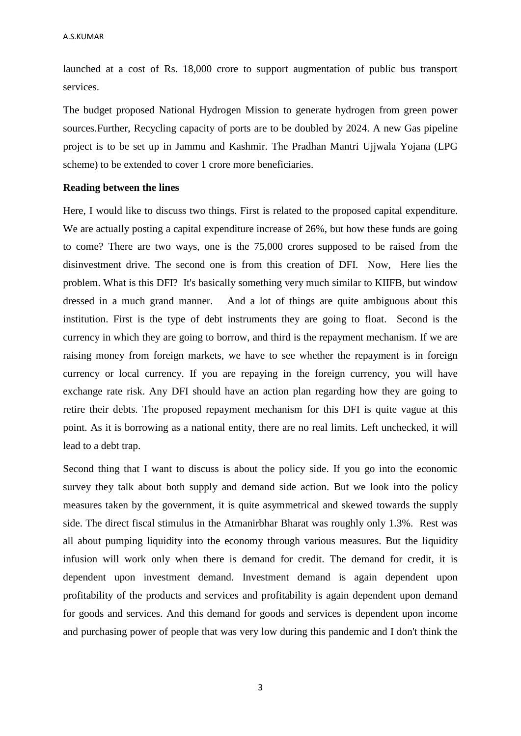launched at a cost of Rs. 18,000 crore to support augmentation of public bus transport services.

The budget proposed National Hydrogen Mission to generate hydrogen from green power sources.Further, Recycling capacity of ports are to be doubled by 2024. A new Gas pipeline project is to be set up in Jammu and Kashmir. The Pradhan Mantri Ujjwala Yojana (LPG scheme) to be extended to cover 1 crore more beneficiaries.

**Reading between the lines**

Here, I would like to discuss two things. First is related to the proposed capital expenditure. We are actually posting a capital expenditure increase of 26%, but how these funds are going to come? There are two ways, one is the 75,000 crores supposed to be raised from the disinvestment drive. The second one is from this creation of DFI. Now, Here lies the problem. What is this DFI? It's basically something very much similar to KIIFB, but window dressed in a much grand manner. And a lot of things are quite ambiguous about this institution. First is the type of debt instruments they are going to float. Second is the currency in which they are going to borrow, and third is the repayment mechanism. If we are raising money from foreign markets, we have to see whether the repayment is in foreign currency or local currency. If you are repaying in the foreign currency, you will have exchange rate risk. Any DFI should have an action plan regarding how they are going to retire their debts. The proposed repayment mechanism for this DFI is quite vague at this point. As it is borrowing as a national entity, there are no real limits. Left unchecked, it will lead to a debt trap.

Second thing that I want to discuss is about the policy side. If you go into the economic survey they talk about both supply and demand side action. But we look into the policy measures taken by the government, it is quite asymmetrical and skewed towards the supply side. The direct fiscal stimulus in the Atmanirbhar Bharat was roughly only 1.3%. Rest was all about pumping liquidity into the economy through various measures. But the liquidity infusion will work only when there is demand for credit. The demand for credit, it is dependent upon investment demand. Investment demand is again dependent upon profitability of the products and services and profitability is again dependent upon demand for goods and services. And this demand for goods and services is dependent upon income and purchasing power of people that was very low during this pandemic and I don't think the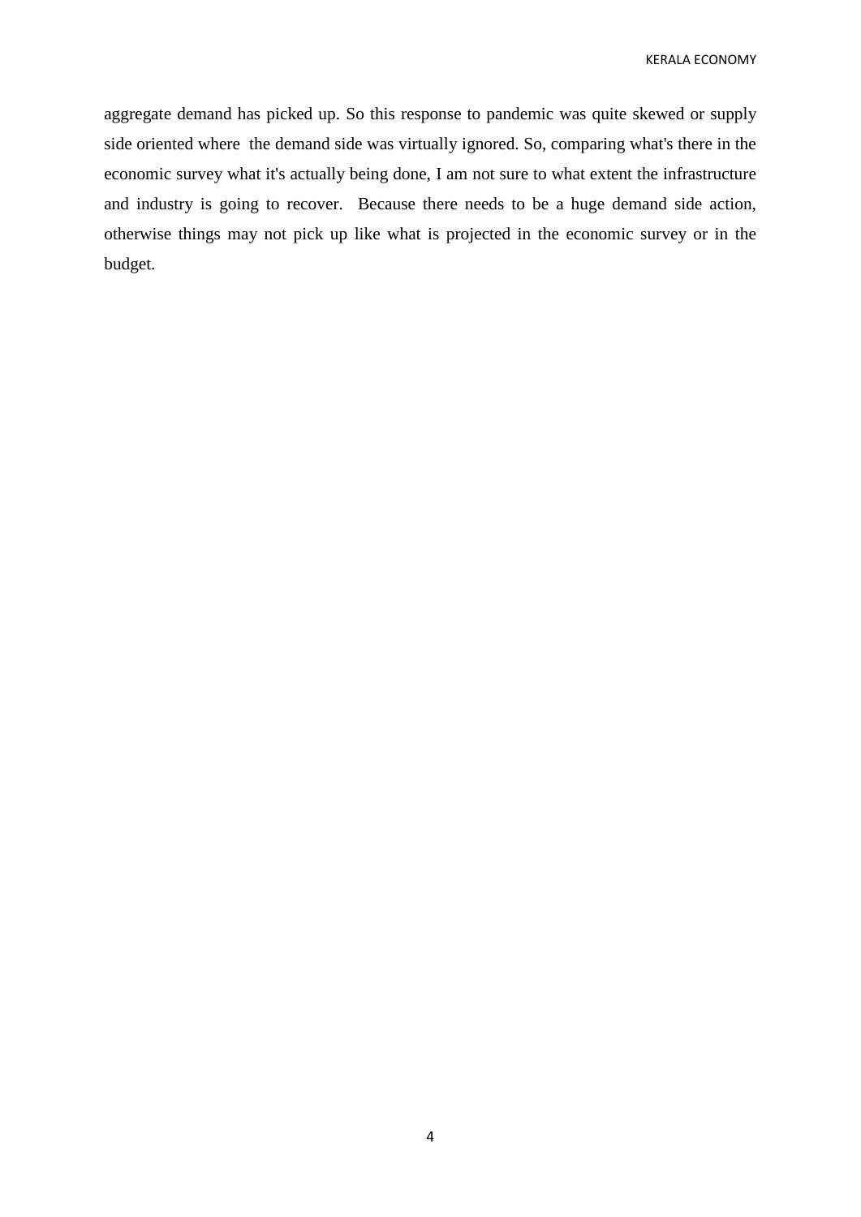aggregate demand has picked up. So this response to pandemic was quite skewed or supply side oriented where the demand side was virtually ignored. So, comparing what's there in the economic survey what it's actually being done, I am not sure to what extent the infrastructure and industry is going to recover. Because there needs to be a huge demand side action, otherwise things may not pick up like what is projected in the economic survey or in the budget.